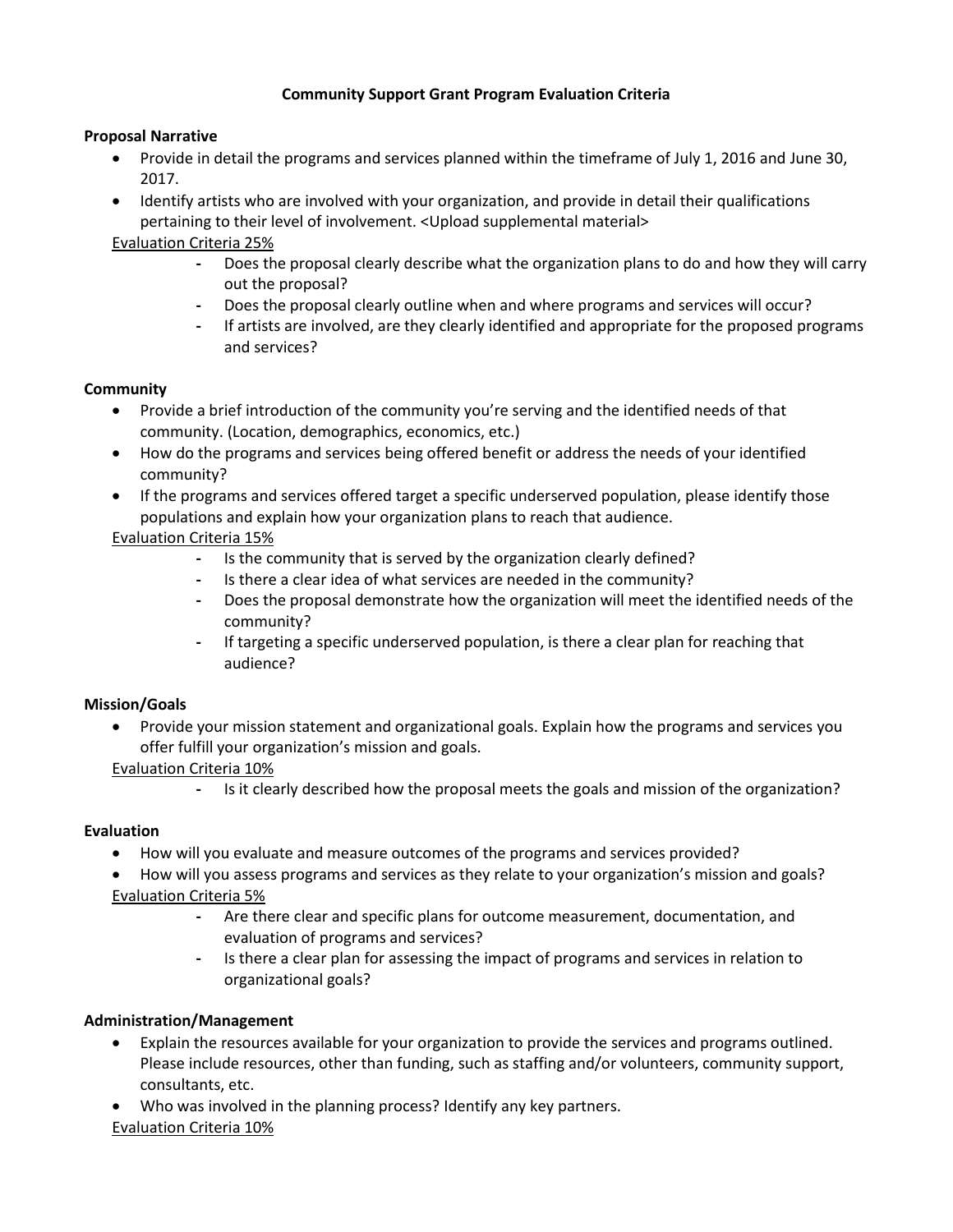# Community Support Grant Program Evaluation Criteria

**Proposal Narrative**

- Provide in detail the programs and services planned within the timeframe of July 1, 2016 and June 30, 2017.
- Identify artists who are involved with your organization, and provide in detail their qualifications pertaining to their level of involvement. <Upload supplemental material>

<u>Evaluation Criteria 25%</u>

- Does the proposal clearly describe what the organization plans to do and how they will carry out the proposal?
- Does the proposal clearly outline when and where programs and services will occur?
- If artists are involved, are they clearly identified and appropriate for the proposed programs and services?

**Community**

- Provide a brief introduction of the community you're serving and the identified needs of that community. (Location, demographics, economics, etc.)
- How do the programs and services being offered benefit or address the needs of your identified community?
- If the programs and services offered target a specific underserved population, please identify those populations and explain how your organization plans to reach that audience.

<u>Evaluation Criteria 15%</u>

- Is the community that is served by the organization clearly defined?
- Is there a clear idea of what services are needed in the community?
- Does the proposal demonstrate how the organization will meet the identified needs of the community?
- If targeting a specific underserved population, is there a clear plan for reaching that audience?

**Mission/Goals**

- Provide your mission statement and organizational goals. Explain how the programs and services you offer fulfill your organization's mission and goals.

<u>Evaluation Criteria 10%</u>

- Is it clearly described how the proposal meets the goals and mission of the organization?

**Evaluation**

- How will you evaluate and measure outcomes of the programs and services provided?
- How will you assess programs and services as they relate to your organization's mission and goals?

<u>Evaluation Criteria 5%</u>

- Are there clear and specific plans for outcome measurement, documentation, and evaluation of programs and services?
- Is there a clear plan for assessing the impact of programs and services in relation to organizational goals?

**Administration/Management**

- Explain the resources available for your organization to provide the services and programs outlined. Please include resources, other than funding, such as staffing and/or volunteers, community support, consultants, etc.
- Who was involved in the planning process? Identify any key partners.

<u>Evaluation Criteria 10%</u>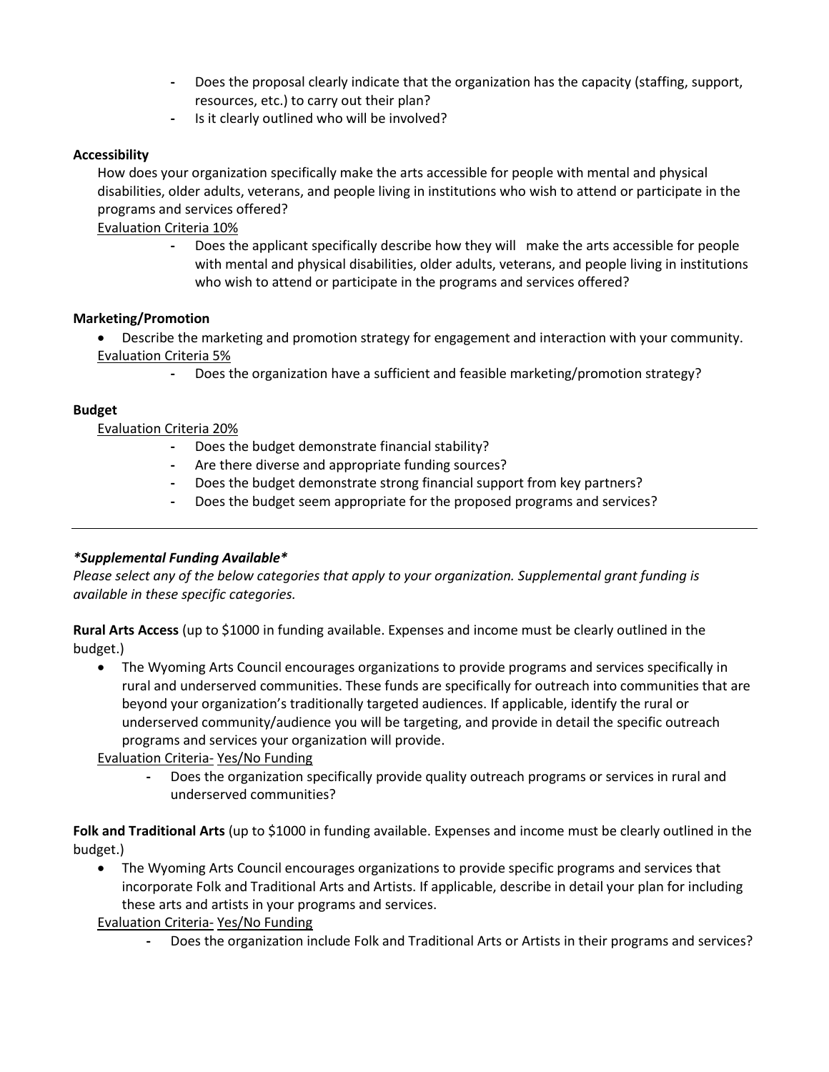- Does the proposal clearly indicate that the organization has the capacity (staffing, support, resources, etc.) to carry out their plan?
- Is it clearly outlined who will be involved?

**Accessibility**

How does your organization specifically make the arts accessible for people with mental and physical disabilities, older adults, veterans, and people living in institutions who wish to attend or participate in the programs and services offered?

Evaluation Criteria 10%

- Does the applicant specifically describe how they will make the arts accessible for people with mental and physical disabilities, older adults, veterans, and people living in institutions who wish to attend or participate in the programs and services offered?

**Marketing/Promotion**

- Describe the marketing and promotion strategy for engagement and interaction with your community.

Evaluation Criteria 5%

- Does the organization have a sufficient and feasible marketing/promotion strategy?

**Budget**

Evaluation Criteria 20%

- Does the budget demonstrate financial stability?
- Are there diverse and appropriate funding sources?
- Does the budget demonstrate strong financial support from key partners?
- Does the budget seem appropriate for the proposed programs and services?

---

***Supplemental Funding Available***

*Please select any of the below categories that apply to your organization. Supplemental grant funding is available in these specific categories.*

**Rural Arts Access** (up to $1000 in funding available. Expenses and income must be clearly outlined in the budget.)

- The Wyoming Arts Council encourages organizations to provide programs and services specifically in rural and underserved communities. These funds are specifically for outreach into communities that are beyond your organization's traditionally targeted audiences. If applicable, identify the rural or underserved community/audience you will be targeting, and provide in detail the specific outreach programs and services your organization will provide.

Evaluation Criteria- Yes/No Funding

- Does the organization specifically provide quality outreach programs or services in rural and underserved communities?

**Folk and Traditional Arts** (up to $1000 in funding available. Expenses and income must be clearly outlined in the budget.)

- The Wyoming Arts Council encourages organizations to provide specific programs and services that incorporate Folk and Traditional Arts and Artists. If applicable, describe in detail your plan for including these arts and artists in your programs and services.

Evaluation Criteria- Yes/No Funding

- Does the organization include Folk and Traditional Arts or Artists in their programs and services?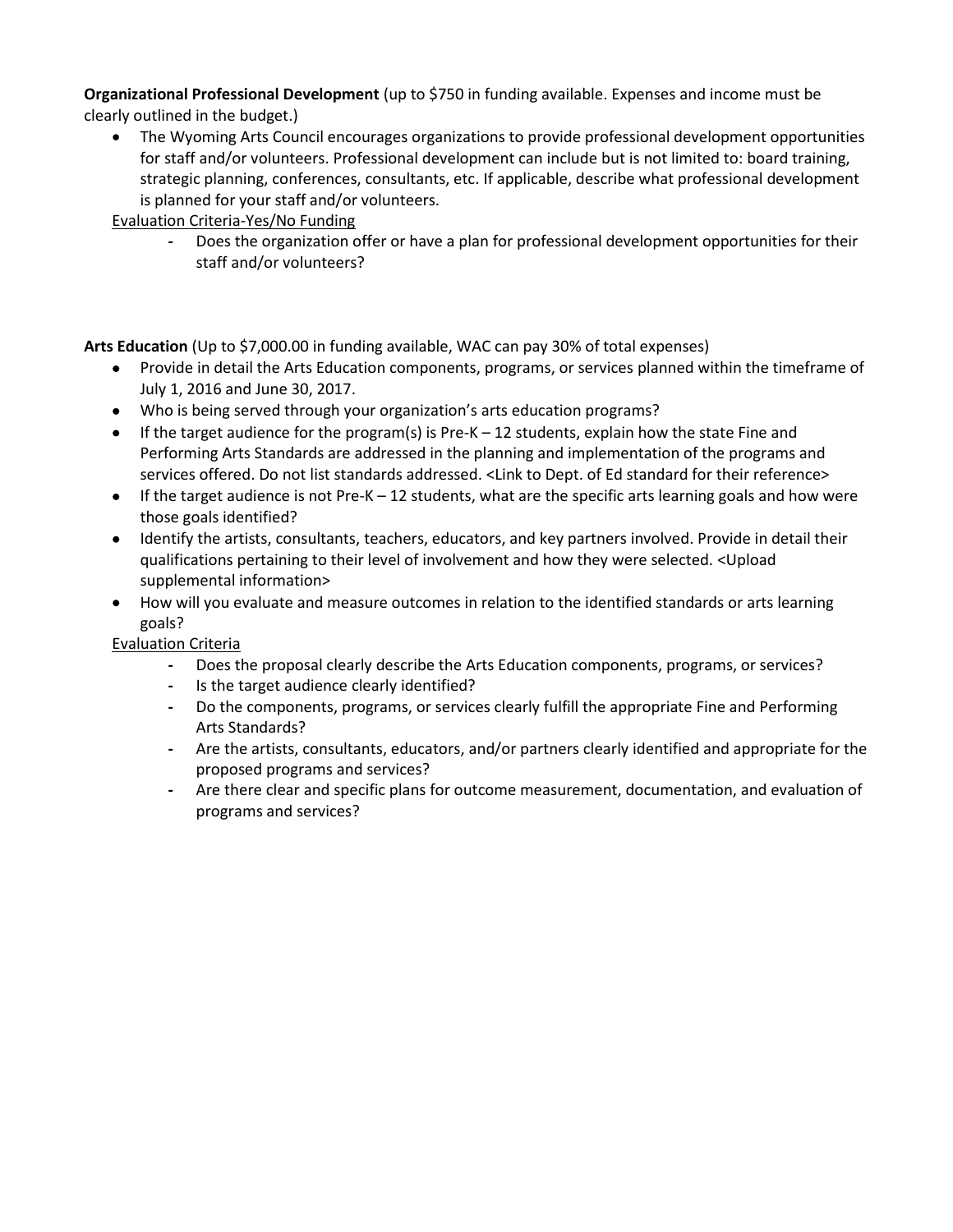**Organizational Professional Development** (up to $750 in funding available. Expenses and income must be clearly outlined in the budget.)

- The Wyoming Arts Council encourages organizations to provide professional development opportunities for staff and/or volunteers. Professional development can include but is not limited to: board training, strategic planning, conferences, consultants, etc. If applicable, describe what professional development is planned for your staff and/or volunteers.

Evaluation Criteria-Yes/No Funding

- Does the organization offer or have a plan for professional development opportunities for their staff and/or volunteers?

**Arts Education** (Up to $7,000.00 in funding available, WAC can pay 30% of total expenses)

- Provide in detail the Arts Education components, programs, or services planned within the timeframe of July 1, 2016 and June 30, 2017.
- Who is being served through your organization's arts education programs?
- If the target audience for the program(s) is Pre-K – 12 students, explain how the state Fine and Performing Arts Standards are addressed in the planning and implementation of the programs and services offered. Do not list standards addressed. <Link to Dept. of Ed standard for their reference>
- If the target audience is not Pre-K – 12 students, what are the specific arts learning goals and how were those goals identified?
- Identify the artists, consultants, teachers, educators, and key partners involved. Provide in detail their qualifications pertaining to their level of involvement and how they were selected. <Upload supplemental information>
- How will you evaluate and measure outcomes in relation to the identified standards or arts learning goals?

Evaluation Criteria

- Does the proposal clearly describe the Arts Education components, programs, or services?
- Is the target audience clearly identified?
- Do the components, programs, or services clearly fulfill the appropriate Fine and Performing Arts Standards?
- Are the artists, consultants, educators, and/or partners clearly identified and appropriate for the proposed programs and services?
- Are there clear and specific plans for outcome measurement, documentation, and evaluation of programs and services?